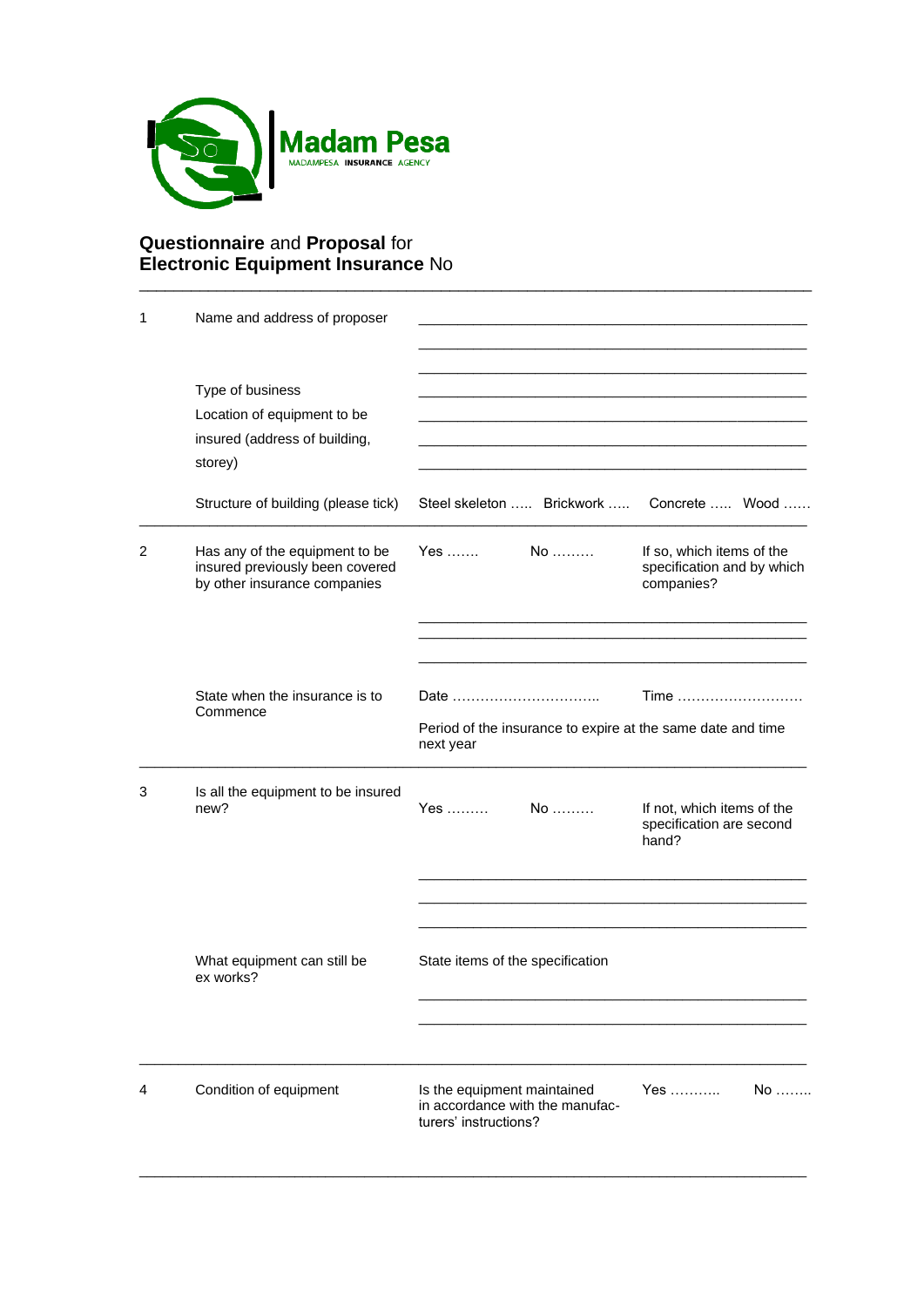Madam Pesa
MADAMPESA INSURANCE AGENCY

## **Questionnaire** and **Proposal** for **Electronic Equipment Insurance** No

---

| | | | | |
|---|---|---|---|---|
| 1 | Name and address of proposer | ________________________________ | | |
| | | ________________________________ | | |
| | | ________________________________ | | |
| | Type of business | ________________________________ | | |
| | Location of equipment to be insured (address of building, storey) | ________________________________ | | |
| | Structure of building (please tick) | Steel skeleton ….. Brickwork ….. | Concrete ….. Wood …… | |
| 2 | Has any of the equipment to be insured previously been covered by other insurance companies | Yes ……. | No ……… | If so, which items of the specification and by which companies? |
| | | ________________________________ | | |
| | | ________________________________ | | |
| | | ________________________________ | | |
| | State when the insurance is to Commence | Date ………………………….. | | Time ……………………… |
| | | Period of the insurance to expire at the same date and time next year | | |
| 3 | Is all the equipment to be insured new? | Yes ……… | No ……… | If not, which items of the specification are second hand? |
| | | ________________________________ | | |
| | | ________________________________ | | |
| | | ________________________________ | | |
| | What equipment can still be ex works? | State items of the specification | | |
| | | ________________________________ | | |
| | | ________________________________ | | |
| 4 | Condition of equipment | Is the equipment maintained in accordance with the manufacturers' instructions? | Yes ……….. | No …….. |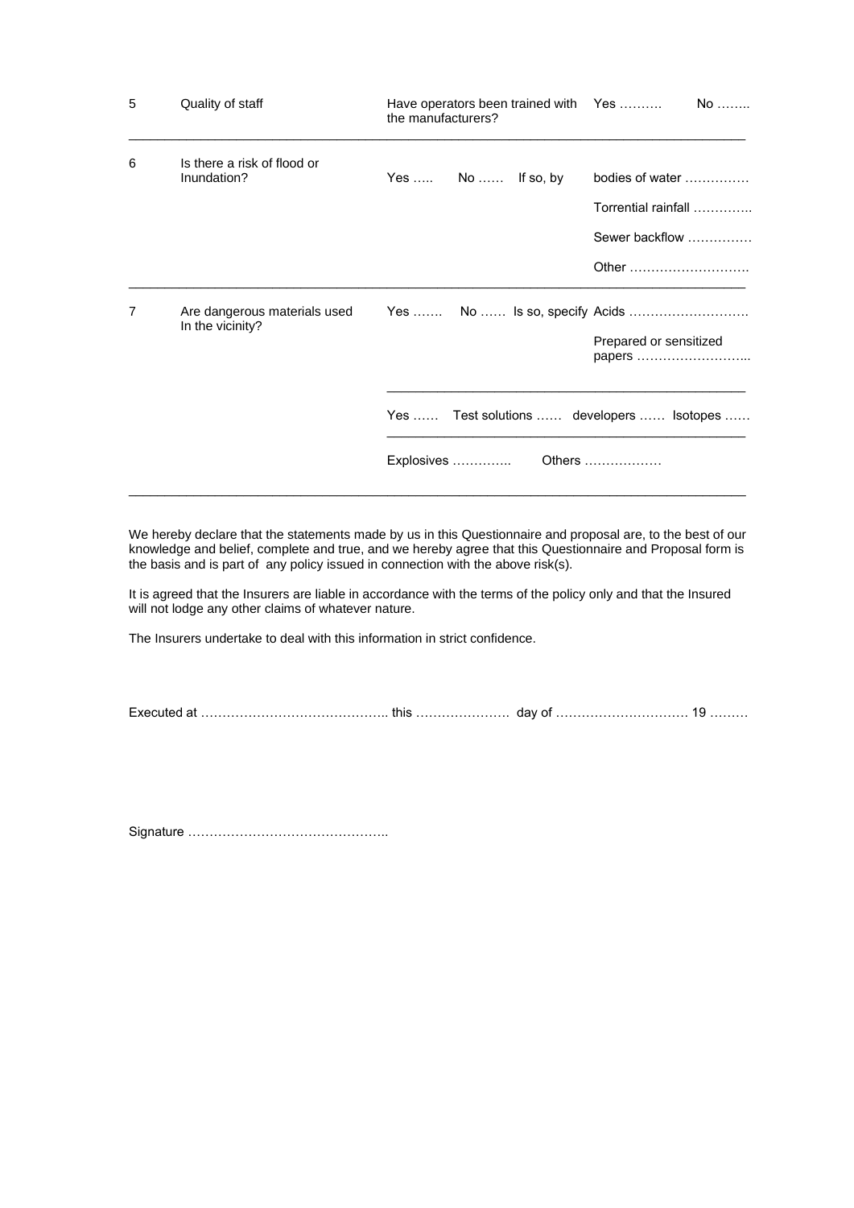| | | | |
|---|---|---|---|
| 5 | Quality of staff | Have operators been trained with the manufacturers? | Yes ………. No …….. |
| 6 | Is there a risk of flood or Inundation? | Yes ….. No …… If so, by | bodies of water …………… <br> Torrential rainfall ………….. <br> Sewer backflow …………… <br> Other ………………………. |
| 7 | Are dangerous materials used In the vicinity? | Yes ……. No …… Is so, specify | Acids ………………………. <br> Prepared or sensitized papers …………………….. |
| | | Yes …… Test solutions …… developers …… Isotopes …… | |
| | | Explosives ………….. Others ……………… | |

We hereby declare that the statements made by us in this Questionnaire and proposal are, to the best of our knowledge and belief, complete and true, and we hereby agree that this Questionnaire and Proposal form is the basis and is part of any policy issued in connection with the above risk(s).

It is agreed that the Insurers are liable in accordance with the terms of the policy only and that the Insured will not lodge any other claims of whatever nature.

The Insurers undertake to deal with this information in strict confidence.

Executed at …………………………………….. this …………………. day of ………………………… 19 ………

Signature ………………………………………..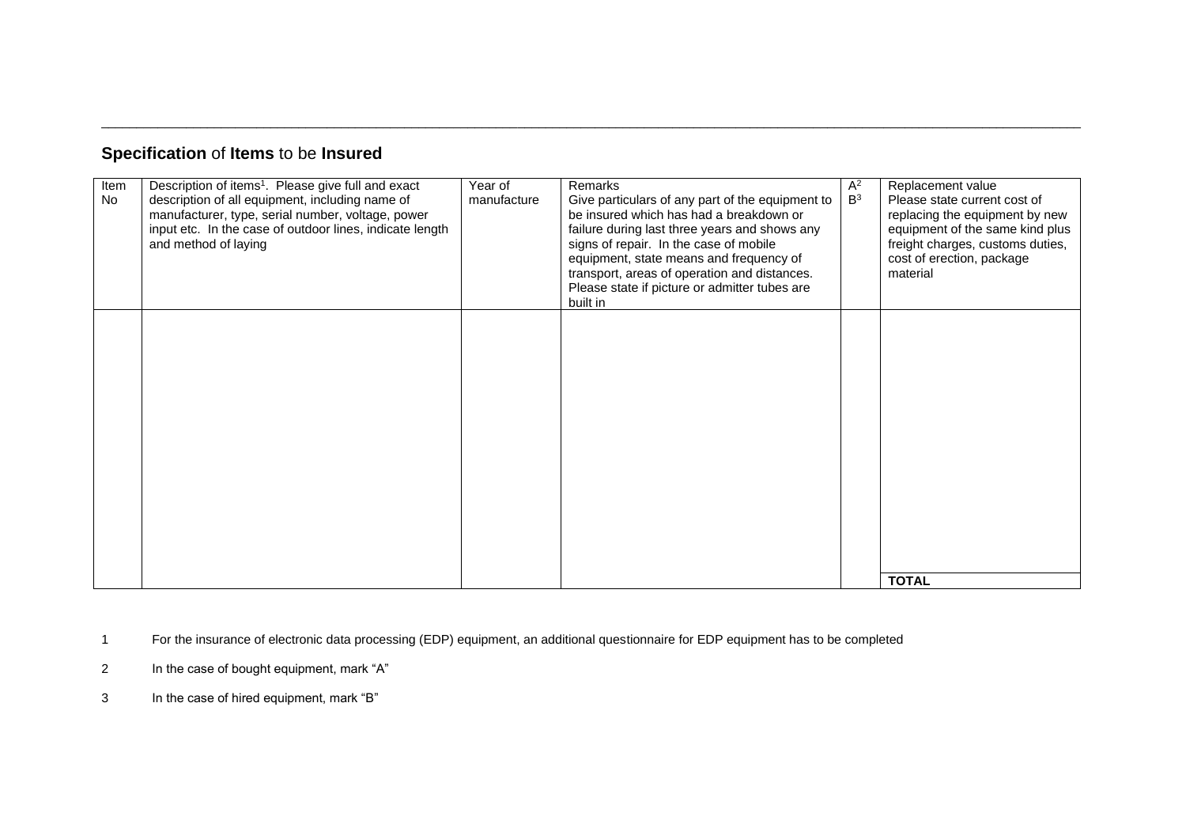## **Specification** of **Items** to be **Insured**

| Item No | Description of items[1]. Please give full and exact description of all equipment, including name of manufacturer, type, serial number, voltage, power input etc. In the case of outdoor lines, indicate length and method of laying | Year of manufacture | Remarks Give particulars of any part of the equipment to be insured which has had a breakdown or failure during last three years and shows any signs of repair. In the case of mobile equipment, state means and frequency of transport, areas of operation and distances. Please state if picture or admitter tubes are built in | A[2] B[3] | Replacement value Please state current cost of replacing the equipment by new equipment of the same kind plus freight charges, customs duties, cost of erection, package material |
|---|---|---|---|---|---|
| | | | | | |
| | | | | | **TOTAL** |

1 For the insurance of electronic data processing (EDP) equipment, an additional questionnaire for EDP equipment has to be completed

2 In the case of bought equipment, mark "A"

3 In the case of hired equipment, mark "B"